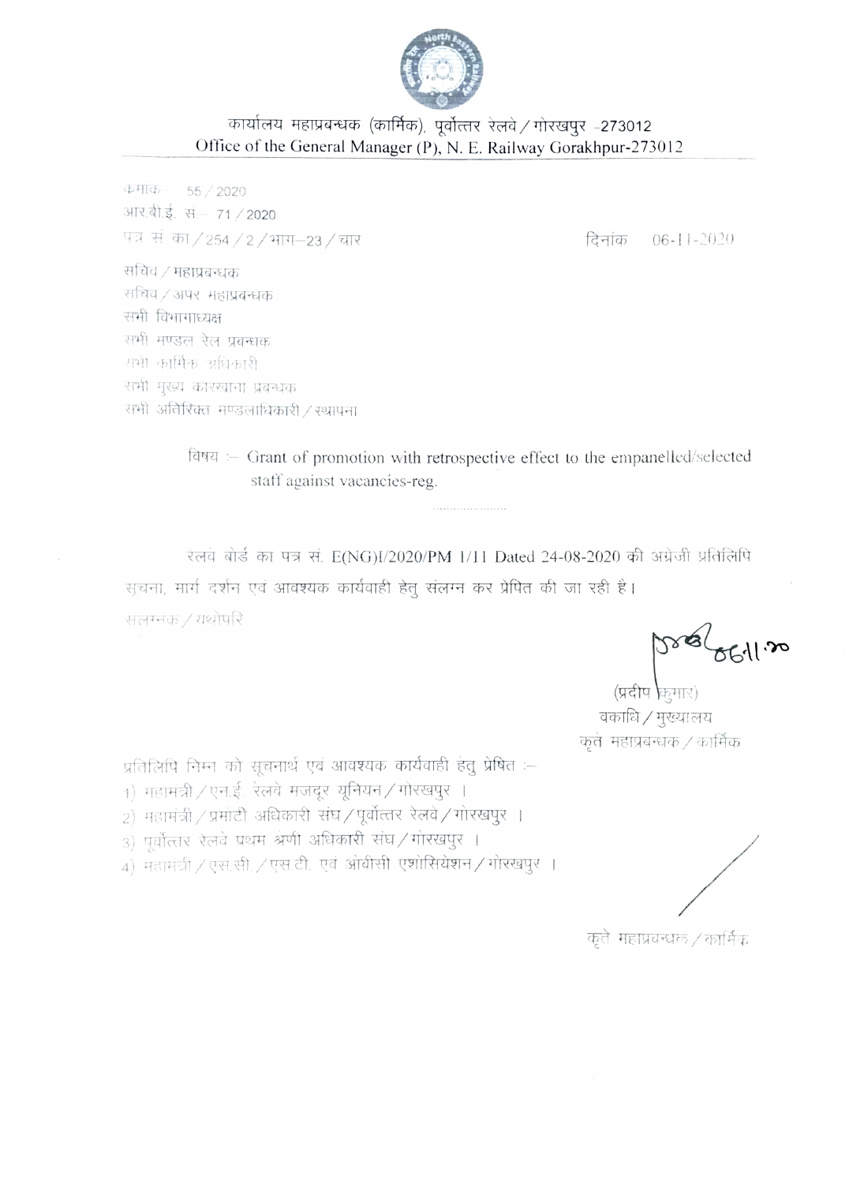# कार्यालय महाप्रबन्धक (कार्मिक), पूर्वोत्तर रेलवे / गोरखपुर -273012
## Office of the General Manager (P), N. E. Railway Gorakhpur-273012

क्रमांक - 55 / 2020
आर.बी.ई. सं - 71 / 2020
पत्र सं का / 254 / 2 / भाग-23 / चार — दिनांक 06-11-2020

सचिव / महाप्रबन्धक
सचिव / अपर महाप्रबन्धक
सभी विभागाध्यक्ष
सभी मण्डल रेल प्रबन्धक
सभी कार्मिक अधिकारी
सभी मुख्य कारखाना प्रबन्धक
सभी अतिरिक्त मण्डलाधिकारी / स्थापना

विषय :- Grant of promotion with retrospective effect to the empanelled/selected staff against vacancies-reg.

रेलवे बोर्ड का पत्र सं. E(NG)I/2020/PM 1/11 Dated 24-08-2020 की अंग्रेजी प्रतिलिपि सूचना, मार्ग दर्शन एवं आवश्यक कार्यवाही हेतु संलग्न कर प्रेषित की जा रही है।

संलग्नक / यथोपरि

06.11.20
(प्रदीप कुमार)
वकाधि / मुख्यालय
कृते महाप्रबन्धक / कार्मिक

प्रतिलिपि निम्न को सूचनार्थ एवं आवश्यक कार्यवाही हेतु प्रेषित :-

1) महामंत्री / एन.ई. रेलवे मजदूर यूनियन / गोरखपुर ।
2) महामंत्री / प्रमोटी अधिकारी संघ / पूर्वोत्तर रेलवे / गोरखपुर ।
3) पूर्वोत्तर रेलवे प्रथम श्रेणी अधिकारी संघ / गोरखपुर ।
4) महामंत्री / एस.सी. / एस.टी. एवं ओबीसी एशोसियेशन / गोरखपुर ।

कृते महाप्रबन्धक / कार्मिक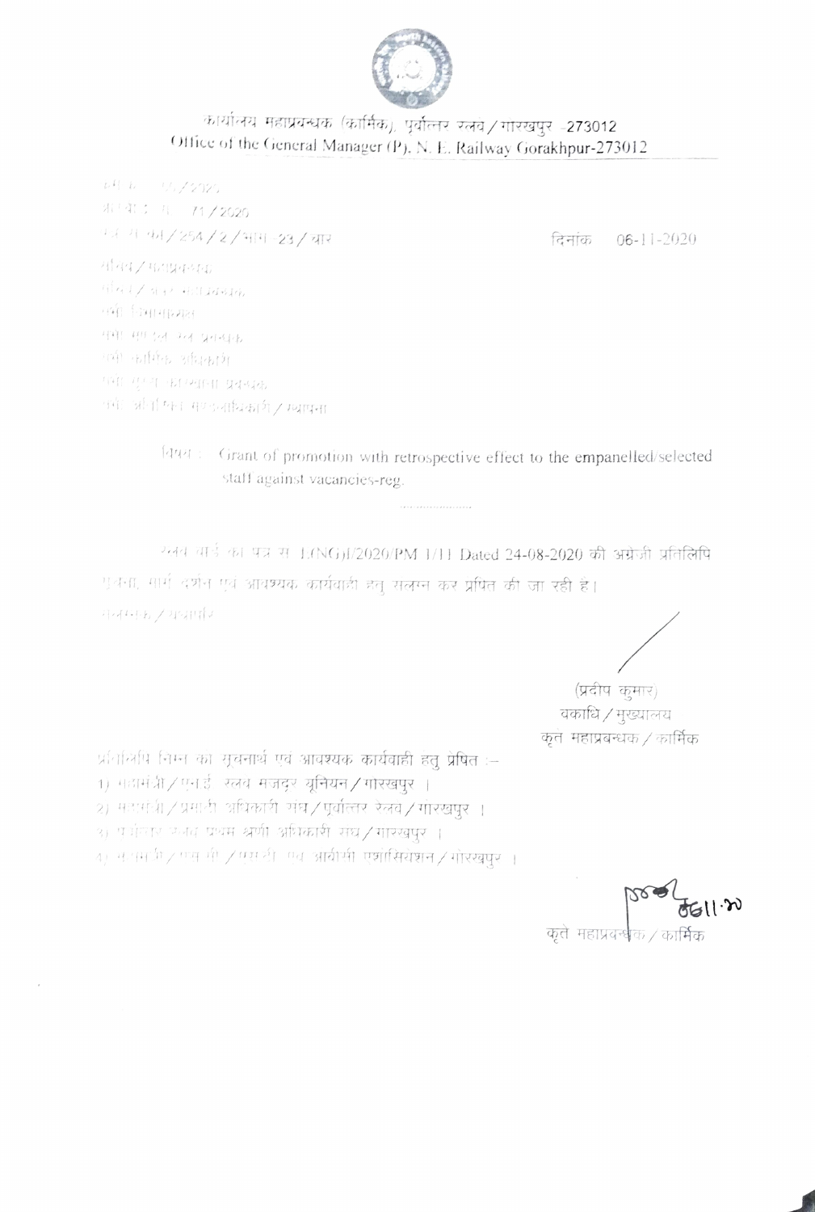कार्यालय महाप्रबन्धक (कार्मिक), पूर्वोत्तर रेलवे / गोरखपुर -273012

Office of the General Manager (P), N. E. Railway Gorakhpur-273012

रे.बो.क. 55/2020

क्र.वा.सं.सं. 71/2020

सं.सं.का/254/2/भाग-23/चार

दिनांक 06-11-2020

सचिव / महाप्रबन्धक

सचिव / अपर महाप्रबंधक

सभी विभागाध्यक्ष

सभी मण्डल रेल प्रबन्धक

सभी कार्मिक अधिकारी

सभी मुख्य कारखाना प्रबन्धक

सभी अधीनस्थ मुख्यालय / स्थापना

विषय : Grant of promotion with retrospective effect to the empanelled/selected staff against vacancies-reg.

.................

रेलवे बोर्ड का पत्र सं. E(NG)I/2020/PM 1/11 Dated 24-08-2020 की अंग्रेजी प्रतिलिपि सूचना, मार्ग दर्शन एवं आवश्यक कार्यवाही हेतु संलग्न कर प्रेषित की जा रही है।

संलग्नक / यथोपरि

(प्रदीप कुमार)

बकाधि / मुख्यालय

कृते महाप्रबन्धक / कार्मिक

प्रतिलिपि निम्न को सूचनार्थ एवं आवश्यक कार्यवाही हेतु प्रेषित :-

1) महामंत्री / एन.ई. रेलवे मजदूर यूनियन / गोरखपुर ।
2) महामंत्री / प्रमाणी अधिकारी संघ / पूर्वोत्तर रेलवे / गोरखपुर ।
3) पूर्वोत्तर रेलवे प्रथम श्रेणी अधिकारी संघ / गोरखपुर ।
4) महामंत्री / एस.सी. / एस.टी. एवं ओबीसी एसोसिएशन / गोरखपुर ।

06.11.20

कृते महाप्रबन्धक / कार्मिक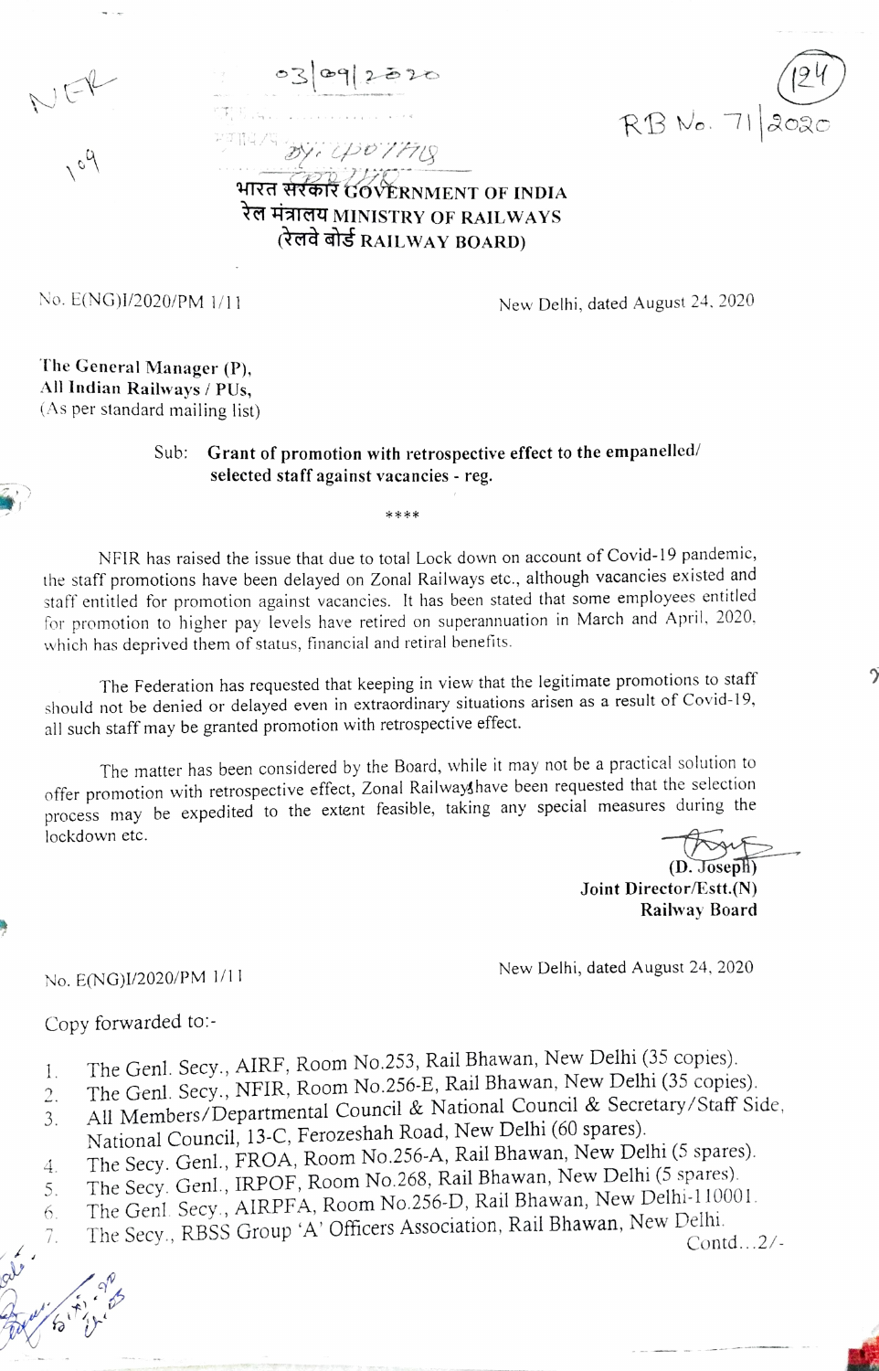NER

109

03|09|2020

(124)

RB No. 71|2020

भारत सरकार GOVERNMENT OF INDIA
रेल मंत्रालय MINISTRY OF RAILWAYS
(रेलवे बोर्ड RAILWAY BOARD)

No. E(NG)I/2020/PM 1/11 New Delhi, dated August 24, 2020

**The General Manager (P),**
**All Indian Railways / PUs,**
(As per standard mailing list)

Sub: **Grant of promotion with retrospective effect to the empanelled/ selected staff against vacancies - reg.**

\*\*\*\*

NFIR has raised the issue that due to total Lock down on account of Covid-19 pandemic, the staff promotions have been delayed on Zonal Railways etc., although vacancies existed and staff entitled for promotion against vacancies. It has been stated that some employees entitled for promotion to higher pay levels have retired on superannuation in March and April, 2020, which has deprived them of status, financial and retiral benefits.

The Federation has requested that keeping in view that the legitimate promotions to staff should not be denied or delayed even in extraordinary situations arisen as a result of Covid-19, all such staff may be granted promotion with retrospective effect.

The matter has been considered by the Board, while it may not be a practical solution to offer promotion with retrospective effect, Zonal Railways have been requested that the selection process may be expedited to the extent feasible, taking any special measures during the lockdown etc.

**(D. Joseph)**
**Joint Director/Estt.(N)**
**Railway Board**

No. E(NG)I/2020/PM 1/11 New Delhi, dated August 24, 2020

Copy forwarded to:-

1. The Genl. Secy., AIRF, Room No.253, Rail Bhawan, New Delhi (35 copies).
2. The Genl. Secy., NFIR, Room No.256-E, Rail Bhawan, New Delhi (35 copies).
3. All Members/Departmental Council & National Council & Secretary/Staff Side, National Council, 13-C, Ferozeshah Road, New Delhi (60 spares).
4. The Secy. Genl., FROA, Room No.256-A, Rail Bhawan, New Delhi (5 spares).
5. The Secy. Genl., IRPOF, Room No.268, Rail Bhawan, New Delhi (5 spares).
6. The Genl. Secy., AIRPFA, Room No.256-D, Rail Bhawan, New Delhi-110001.
7. The Secy., RBSS Group 'A' Officers Association, Rail Bhawan, New Delhi.

Contd...2/-